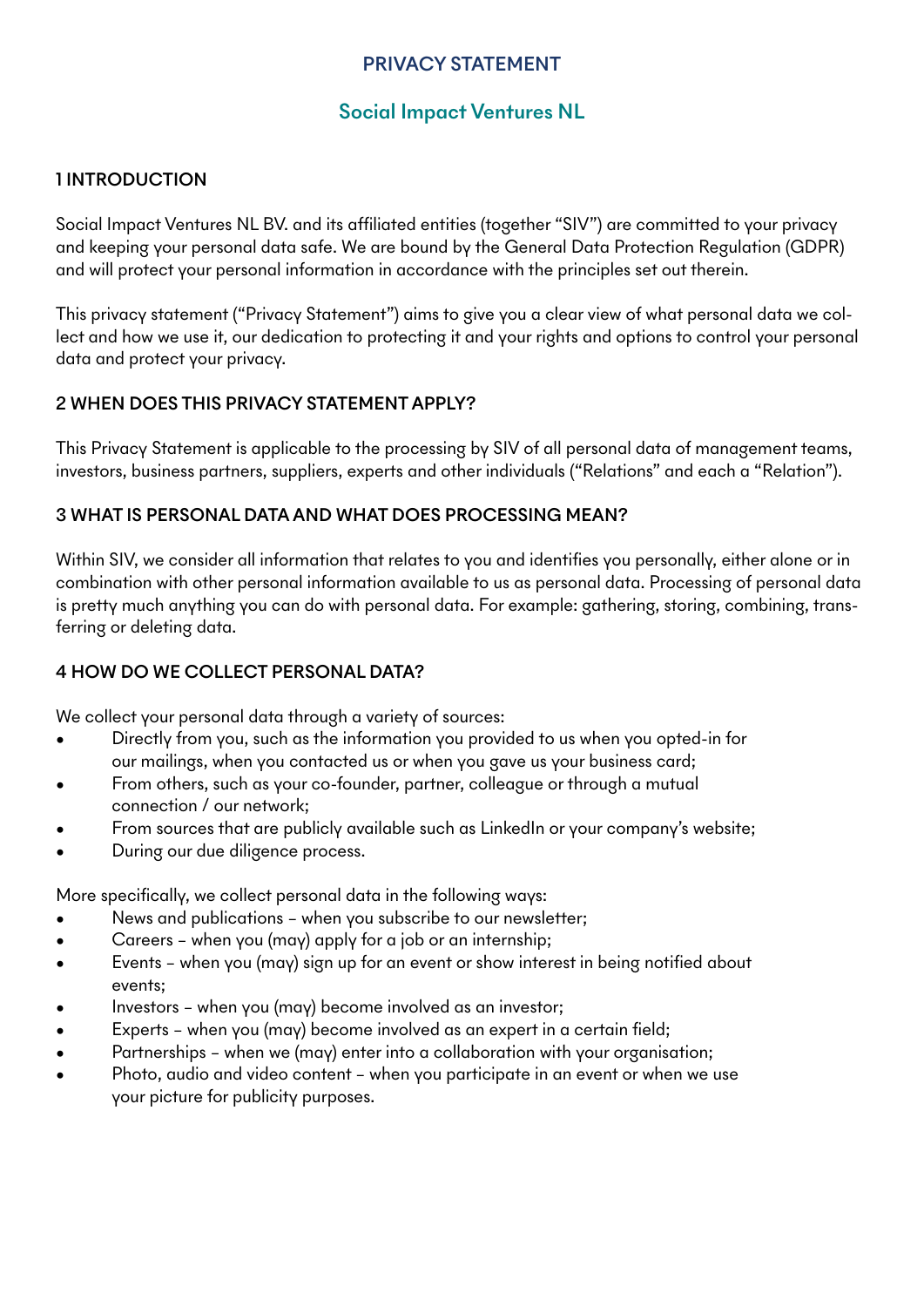# PRIVACY STATEMENT

## Social Impact Ventures NL

### 1 INTRODUCTION

Social Impact Ventures NL BV. and its affiliated entities (together "SIV") are committed to your privacy and keeping your personal data safe. We are bound by the General Data Protection Regulation (GDPR) and will protect your personal information in accordance with the principles set out therein.

This privacy statement ("Privacy Statement") aims to give you a clear view of what personal data we collect and how we use it, our dedication to protecting it and your rights and options to control your personal data and protect your privacy.

### 2 WHEN DOES THIS PRIVACY STATEMENT APPLY?

This Privacy Statement is applicable to the processing by SIV of all personal data of management teams, investors, business partners, suppliers, experts and other individuals ("Relations" and each a "Relation").

### 3 WHAT IS PERSONAL DATA AND WHAT DOES PROCESSING MEAN?

Within SIV, we consider all information that relates to you and identifies you personally, either alone or in combination with other personal information available to us as personal data. Processing of personal data is pretty much anything you can do with personal data. For example: gathering, storing, combining, transferring or deleting data.

### 4 HOW DO WE COLLECT PERSONAL DATA?

We collect your personal data through a variety of sources:

- Directly from you, such as the information you provided to us when you opted-in for our mailings, when you contacted us or when you gave us your business card;
- From others, such as your co-founder, partner, colleague or through a mutual connection / our network;
- From sources that are publicly available such as LinkedIn or your company's website;
- During our due diligence process.

More specifically, we collect personal data in the following ways:

- News and publications – when you subscribe to our newsletter;
- Careers – when you (may) apply for a job or an internship;
- Events – when you (may) sign up for an event or show interest in being notified about events;
- Investors – when you (may) become involved as an investor;
- Experts – when you (may) become involved as an expert in a certain field;
- Partnerships – when we (may) enter into a collaboration with your organisation;
- Photo, audio and video content – when you participate in an event or when we use your picture for publicity purposes.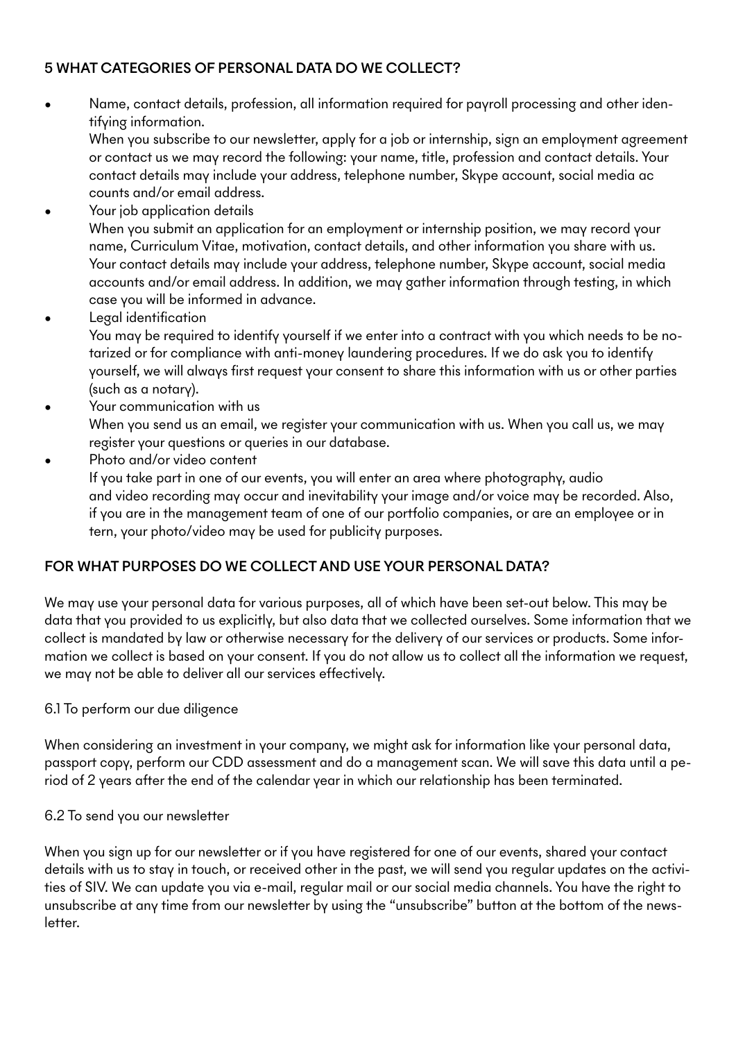## 5 WHAT CATEGORIES OF PERSONAL DATA DO WE COLLECT?

- Name, contact details, profession, all information required for payroll processing and other identifying information.
  When you subscribe to our newsletter, apply for a job or internship, sign an employment agreement or contact us we may record the following: your name, title, profession and contact details. Your contact details may include your address, telephone number, Skype account, social media ac counts and/or email address.
- Your job application details
  When you submit an application for an employment or internship position, we may record your name, Curriculum Vitae, motivation, contact details, and other information you share with us. Your contact details may include your address, telephone number, Skype account, social media accounts and/or email address. In addition, we may gather information through testing, in which case you will be informed in advance.
- Legal identification
  You may be required to identify yourself if we enter into a contract with you which needs to be notarized or for compliance with anti-money laundering procedures. If we do ask you to identify yourself, we will always first request your consent to share this information with us or other parties (such as a notary).
- Your communication with us
  When you send us an email, we register your communication with us. When you call us, we may register your questions or queries in our database.
- Photo and/or video content
  If you take part in one of our events, you will enter an area where photography, audio and video recording may occur and inevitability your image and/or voice may be recorded. Also, if you are in the management team of one of our portfolio companies, or are an employee or in tern, your photo/video may be used for publicity purposes.

## FOR WHAT PURPOSES DO WE COLLECT AND USE YOUR PERSONAL DATA?

We may use your personal data for various purposes, all of which have been set-out below. This may be data that you provided to us explicitly, but also data that we collected ourselves. Some information that we collect is mandated by law or otherwise necessary for the delivery of our services or products. Some information we collect is based on your consent. If you do not allow us to collect all the information we request, we may not be able to deliver all our services effectively.

### 6.1 To perform our due diligence

When considering an investment in your company, we might ask for information like your personal data, passport copy, perform our CDD assessment and do a management scan. We will save this data until a period of 2 years after the end of the calendar year in which our relationship has been terminated.

### 6.2 To send you our newsletter

When you sign up for our newsletter or if you have registered for one of our events, shared your contact details with us to stay in touch, or received other in the past, we will send you regular updates on the activities of SIV. We can update you via e-mail, regular mail or our social media channels. You have the right to unsubscribe at any time from our newsletter by using the "unsubscribe" button at the bottom of the newsletter.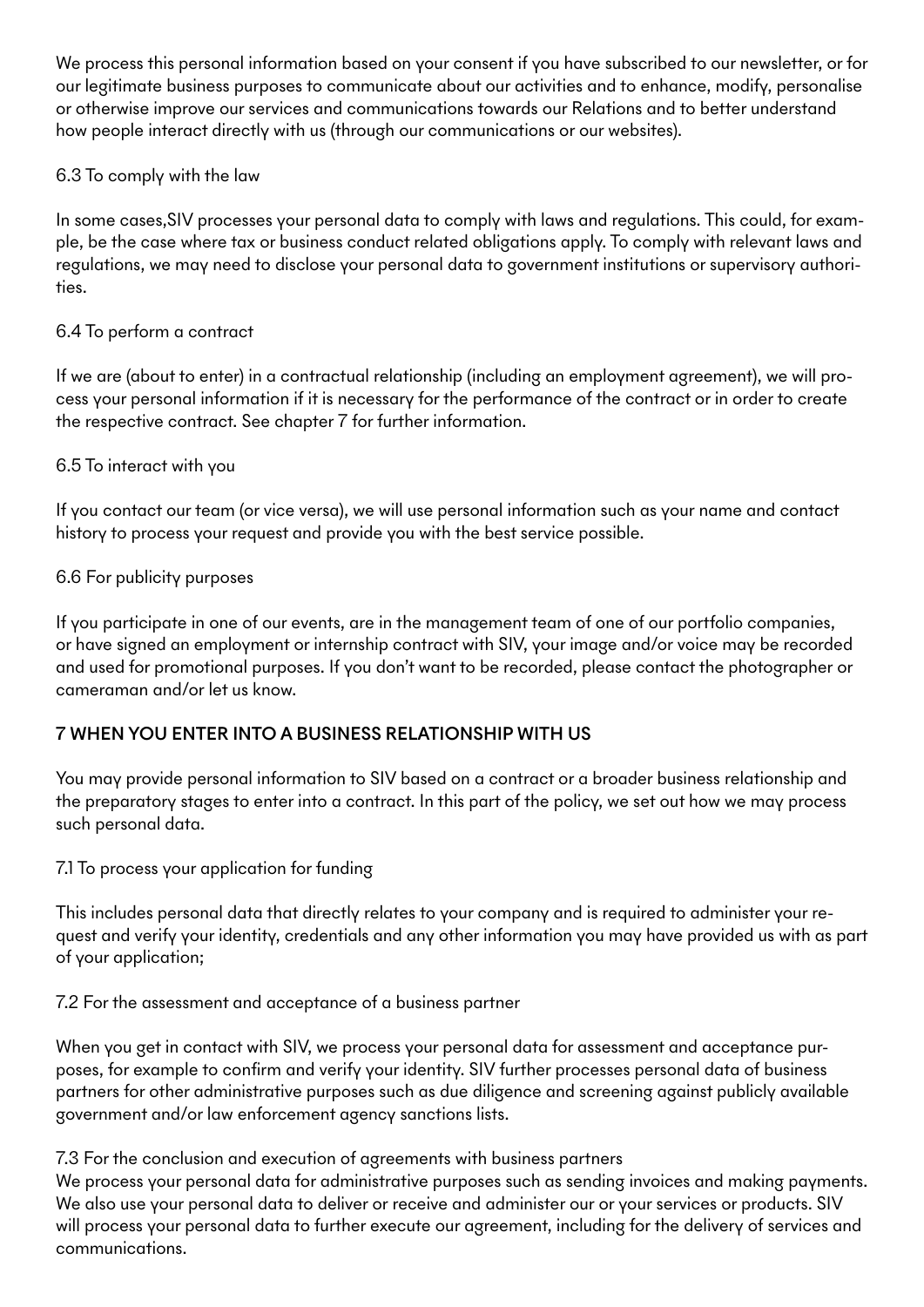We process this personal information based on your consent if you have subscribed to our newsletter, or for our legitimate business purposes to communicate about our activities and to enhance, modify, personalise or otherwise improve our services and communications towards our Relations and to better understand how people interact directly with us (through our communications or our websites).

### 6.3 To comply with the law

In some cases,SIV processes your personal data to comply with laws and regulations. This could, for example, be the case where tax or business conduct related obligations apply. To comply with relevant laws and regulations, we may need to disclose your personal data to government institutions or supervisory authorities.

### 6.4 To perform a contract

If we are (about to enter) in a contractual relationship (including an employment agreement), we will process your personal information if it is necessary for the performance of the contract or in order to create the respective contract. See chapter 7 for further information.

### 6.5 To interact with you

If you contact our team (or vice versa), we will use personal information such as your name and contact history to process your request and provide you with the best service possible.

### 6.6 For publicity purposes

If you participate in one of our events, are in the management team of one of our portfolio companies, or have signed an employment or internship contract with SIV, your image and/or voice may be recorded and used for promotional purposes. If you don't want to be recorded, please contact the photographer or cameraman and/or let us know.

## 7 WHEN YOU ENTER INTO A BUSINESS RELATIONSHIP WITH US

You may provide personal information to SIV based on a contract or a broader business relationship and the preparatory stages to enter into a contract. In this part of the policy, we set out how we may process such personal data.

### 7.1 To process your application for funding

This includes personal data that directly relates to your company and is required to administer your request and verify your identity, credentials and any other information you may have provided us with as part of your application;

### 7.2 For the assessment and acceptance of a business partner

When you get in contact with SIV, we process your personal data for assessment and acceptance purposes, for example to confirm and verify your identity. SIV further processes personal data of business partners for other administrative purposes such as due diligence and screening against publicly available government and/or law enforcement agency sanctions lists.

### 7.3 For the conclusion and execution of agreements with business partners

We process your personal data for administrative purposes such as sending invoices and making payments. We also use your personal data to deliver or receive and administer our or your services or products. SIV will process your personal data to further execute our agreement, including for the delivery of services and communications.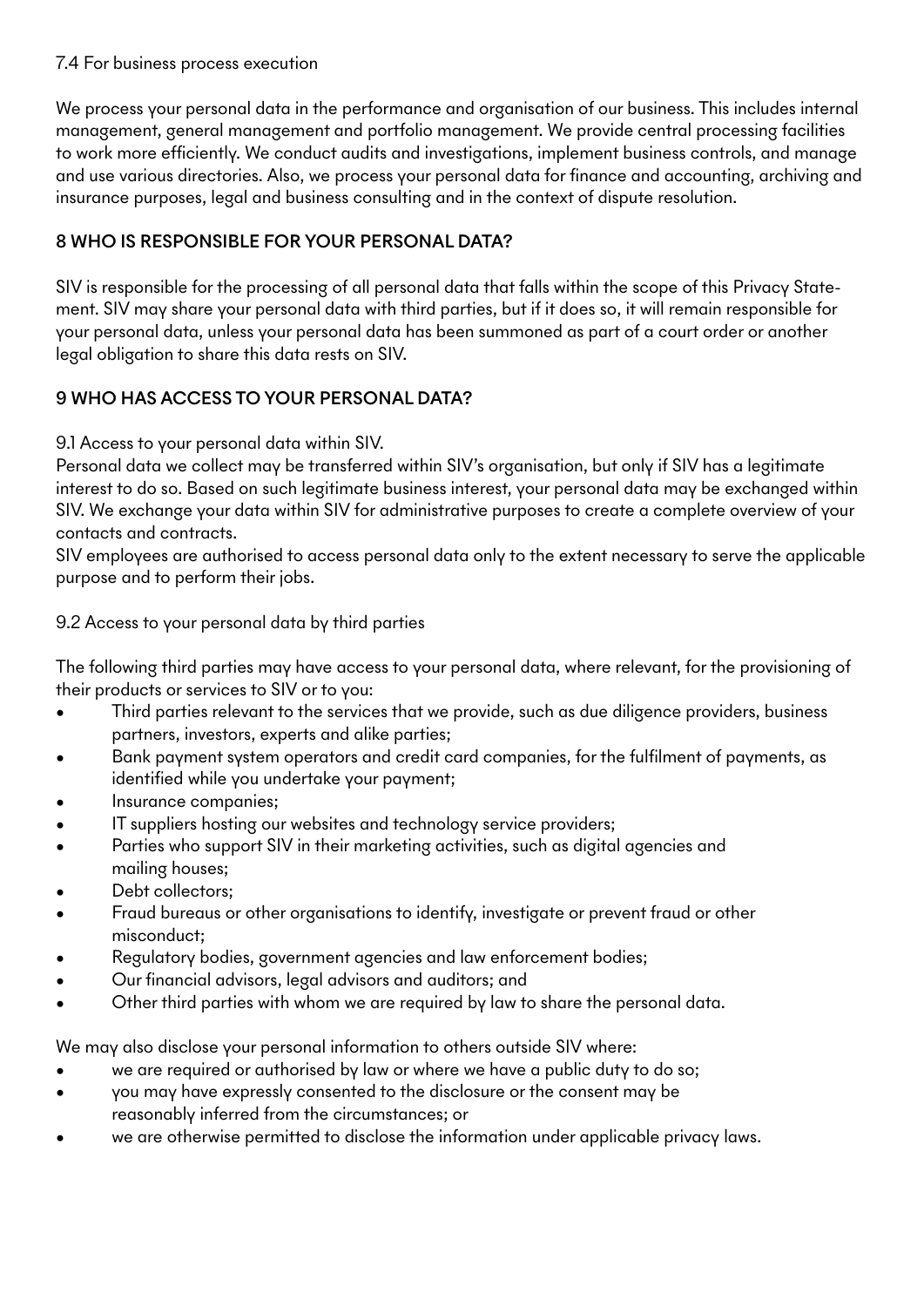### 7.4 For business process execution

We process your personal data in the performance and organisation of our business. This includes internal management, general management and portfolio management. We provide central processing facilities to work more efficiently. We conduct audits and investigations, implement business controls, and manage and use various directories. Also, we process your personal data for finance and accounting, archiving and insurance purposes, legal and business consulting and in the context of dispute resolution.

## 8 WHO IS RESPONSIBLE FOR YOUR PERSONAL DATA?

SIV is responsible for the processing of all personal data that falls within the scope of this Privacy Statement. SIV may share your personal data with third parties, but if it does so, it will remain responsible for your personal data, unless your personal data has been summoned as part of a court order or another legal obligation to share this data rests on SIV.

## 9 WHO HAS ACCESS TO YOUR PERSONAL DATA?

### 9.1 Access to your personal data within SIV.

Personal data we collect may be transferred within SIV's organisation, but only if SIV has a legitimate interest to do so. Based on such legitimate business interest, your personal data may be exchanged within SIV. We exchange your data within SIV for administrative purposes to create a complete overview of your contacts and contracts.

SIV employees are authorised to access personal data only to the extent necessary to serve the applicable purpose and to perform their jobs.

### 9.2 Access to your personal data by third parties

The following third parties may have access to your personal data, where relevant, for the provisioning of their products or services to SIV or to you:

- Third parties relevant to the services that we provide, such as due diligence providers, business partners, investors, experts and alike parties;
- Bank payment system operators and credit card companies, for the fulfilment of payments, as identified while you undertake your payment;
- Insurance companies;
- IT suppliers hosting our websites and technology service providers;
- Parties who support SIV in their marketing activities, such as digital agencies and mailing houses;
- Debt collectors;
- Fraud bureaus or other organisations to identify, investigate or prevent fraud or other misconduct;
- Regulatory bodies, government agencies and law enforcement bodies;
- Our financial advisors, legal advisors and auditors; and
- Other third parties with whom we are required by law to share the personal data.

We may also disclose your personal information to others outside SIV where:

- we are required or authorised by law or where we have a public duty to do so;
- you may have expressly consented to the disclosure or the consent may be reasonably inferred from the circumstances; or
- we are otherwise permitted to disclose the information under applicable privacy laws.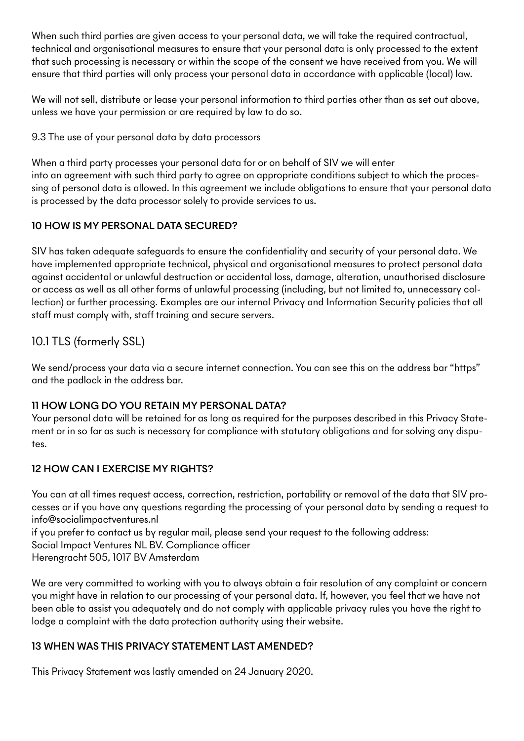When such third parties are given access to your personal data, we will take the required contractual, technical and organisational measures to ensure that your personal data is only processed to the extent that such processing is necessary or within the scope of the consent we have received from you. We will ensure that third parties will only process your personal data in accordance with applicable (local) law.

We will not sell, distribute or lease your personal information to third parties other than as set out above, unless we have your permission or are required by law to do so.

9.3 The use of your personal data by data processors

When a third party processes your personal data for or on behalf of SIV we will enter into an agreement with such third party to agree on appropriate conditions subject to which the processing of personal data is allowed. In this agreement we include obligations to ensure that your personal data is processed by the data processor solely to provide services to us.

## 10 HOW IS MY PERSONAL DATA SECURED?

SIV has taken adequate safeguards to ensure the confidentiality and security of your personal data. We have implemented appropriate technical, physical and organisational measures to protect personal data against accidental or unlawful destruction or accidental loss, damage, alteration, unauthorised disclosure or access as well as all other forms of unlawful processing (including, but not limited to, unnecessary collection) or further processing. Examples are our internal Privacy and Information Security policies that all staff must comply with, staff training and secure servers.

### 10.1 TLS (formerly SSL)

We send/process your data via a secure internet connection. You can see this on the address bar "https" and the padlock in the address bar.

## 11 HOW LONG DO YOU RETAIN MY PERSONAL DATA?

Your personal data will be retained for as long as required for the purposes described in this Privacy Statement or in so far as such is necessary for compliance with statutory obligations and for solving any disputes.

## 12 HOW CAN I EXERCISE MY RIGHTS?

You can at all times request access, correction, restriction, portability or removal of the data that SIV processes or if you have any questions regarding the processing of your personal data by sending a request to info@socialimpactventures.nl
if you prefer to contact us by regular mail, please send your request to the following address:
Social Impact Ventures NL BV. Compliance officer
Herengracht 505, 1017 BV Amsterdam

We are very committed to working with you to always obtain a fair resolution of any complaint or concern you might have in relation to our processing of your personal data. If, however, you feel that we have not been able to assist you adequately and do not comply with applicable privacy rules you have the right to lodge a complaint with the data protection authority using their website.

## 13 WHEN WAS THIS PRIVACY STATEMENT LAST AMENDED?

This Privacy Statement was lastly amended on 24 January 2020.